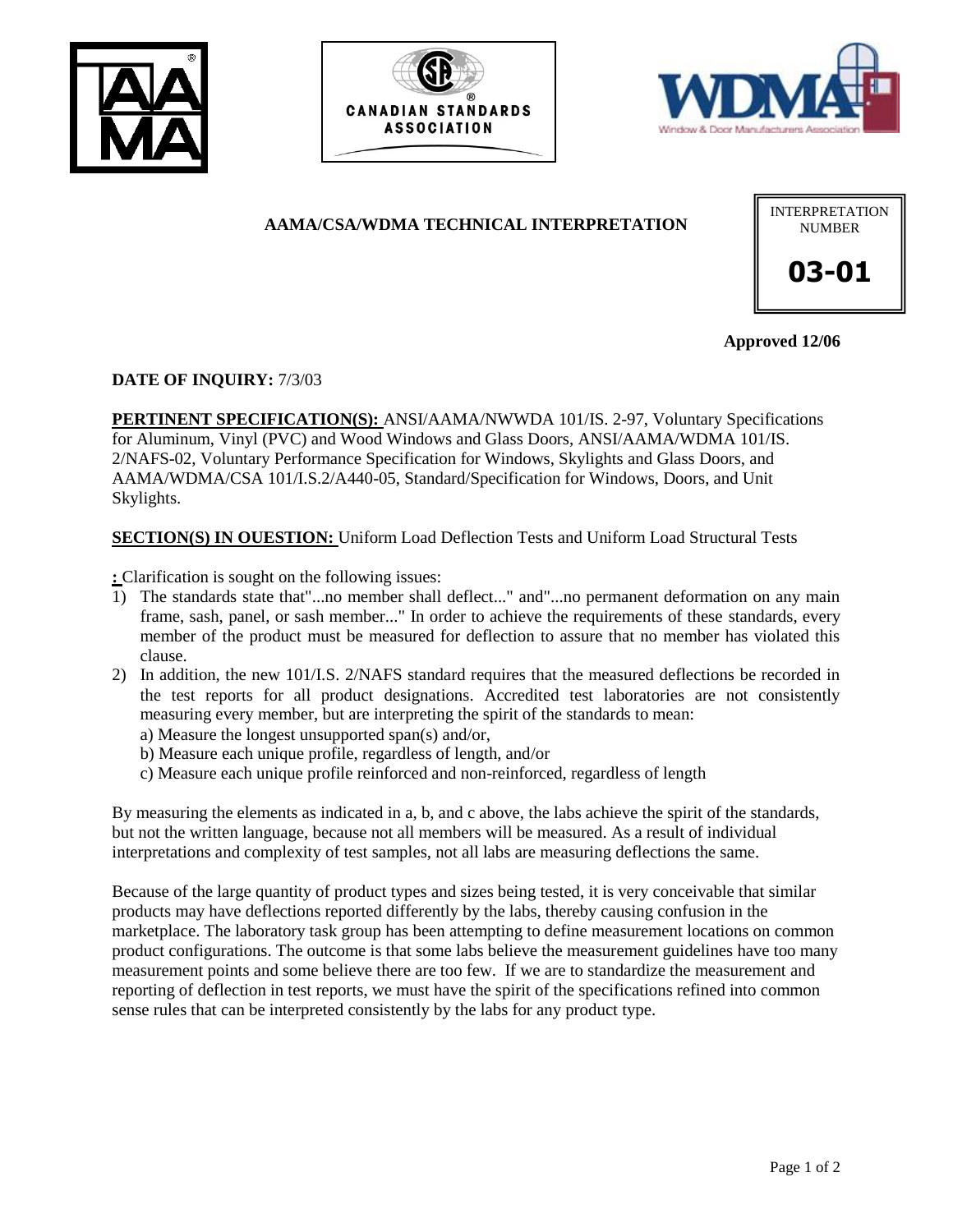## AAMA/CSA/WDMA TECHNICAL INTERPRETATION

INTERPRETATION NUMBER

**03-01**

**Approved 12/06**

**DATE OF INQUIRY:** 7/3/03

**PERTINENT SPECIFICATION(S):** ANSI/AAMA/NWWDA 101/IS. 2-97, Voluntary Specifications for Aluminum, Vinyl (PVC) and Wood Windows and Glass Doors, ANSI/AAMA/WDMA 101/IS. 2/NAFS-02, Voluntary Performance Specification for Windows, Skylights and Glass Doors, and AAMA/WDMA/CSA 101/I.S.2/A440-05, Standard/Specification for Windows, Doors, and Unit Skylights.

**SECTION(S) IN OUESTION:** Uniform Load Deflection Tests and Uniform Load Structural Tests

**:** Clarification is sought on the following issues:

1) The standards state that"...no member shall deflect..." and"...no permanent deformation on any main frame, sash, panel, or sash member..." In order to achieve the requirements of these standards, every member of the product must be measured for deflection to assure that no member has violated this clause.
2) In addition, the new 101/I.S. 2/NAFS standard requires that the measured deflections be recorded in the test reports for all product designations. Accredited test laboratories are not consistently measuring every member, but are interpreting the spirit of the standards to mean:
   a) Measure the longest unsupported span(s) and/or,
   b) Measure each unique profile, regardless of length, and/or
   c) Measure each unique profile reinforced and non-reinforced, regardless of length

By measuring the elements as indicated in a, b, and c above, the labs achieve the spirit of the standards, but not the written language, because not all members will be measured. As a result of individual interpretations and complexity of test samples, not all labs are measuring deflections the same.

Because of the large quantity of product types and sizes being tested, it is very conceivable that similar products may have deflections reported differently by the labs, thereby causing confusion in the marketplace. The laboratory task group has been attempting to define measurement locations on common product configurations. The outcome is that some labs believe the measurement guidelines have too many measurement points and some believe there are too few. If we are to standardize the measurement and reporting of deflection in test reports, we must have the spirit of the specifications refined into common sense rules that can be interpreted consistently by the labs for any product type.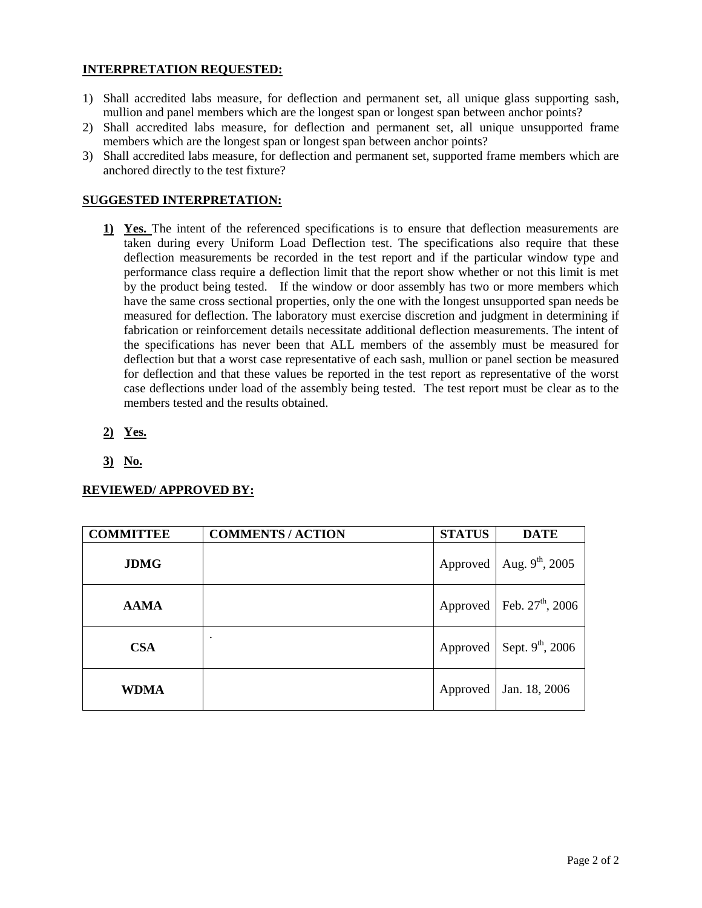**INTERPRETATION REQUESTED:**

1) Shall accredited labs measure, for deflection and permanent set, all unique glass supporting sash, mullion and panel members which are the longest span or longest span between anchor points?
2) Shall accredited labs measure, for deflection and permanent set, all unique unsupported frame members which are the longest span or longest span between anchor points?
3) Shall accredited labs measure, for deflection and permanent set, supported frame members which are anchored directly to the test fixture?

**SUGGESTED INTERPRETATION:**

**1) Yes.** The intent of the referenced specifications is to ensure that deflection measurements are taken during every Uniform Load Deflection test. The specifications also require that these deflection measurements be recorded in the test report and if the particular window type and performance class require a deflection limit that the report show whether or not this limit is met by the product being tested. If the window or door assembly has two or more members which have the same cross sectional properties, only the one with the longest unsupported span needs be measured for deflection. The laboratory must exercise discretion and judgment in determining if fabrication or reinforcement details necessitate additional deflection measurements. The intent of the specifications has never been that ALL members of the assembly must be measured for deflection but that a worst case representative of each sash, mullion or panel section be measured for deflection and that these values be reported in the test report as representative of the worst case deflections under load of the assembly being tested. The test report must be clear as to the members tested and the results obtained.

**2) Yes.**

**3) No.**

**REVIEWED/ APPROVED BY:**

| COMMITTEE | COMMENTS / ACTION | STATUS | DATE |
|---|---|---|---|
| JDMG | | Approved | Aug. 9th, 2005 |
| AAMA | | Approved | Feb. 27th, 2006 |
| CSA | . | Approved | Sept. 9th, 2006 |
| WDMA | | Approved | Jan. 18, 2006 |